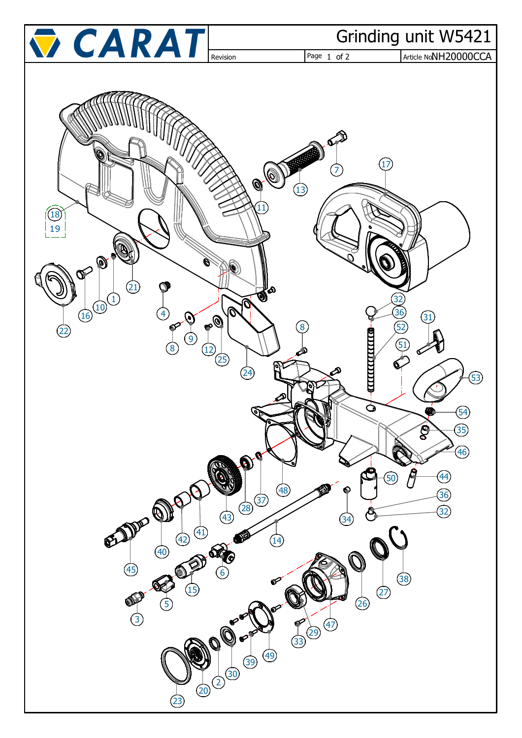# CARAT

## Grinding unit W5421

| Revision | Page 1 of 2 | Article No NH20000CCA |
|---|---|---|

1, 2, 3, 4, 5, 6, 7, 8, 9, 10, 11, 12, 13, 14, 15, 16, 17, 18, 19, 20, 21, 22, 23, 24, 25, 26, 27, 28, 29, 30, 31, 32, 33, 34, 35, 36, 37, 38, 39, 40, 41, 42, 43, 44, 45, 46, 47, 48, 49, 50, 51, 52, 53, 54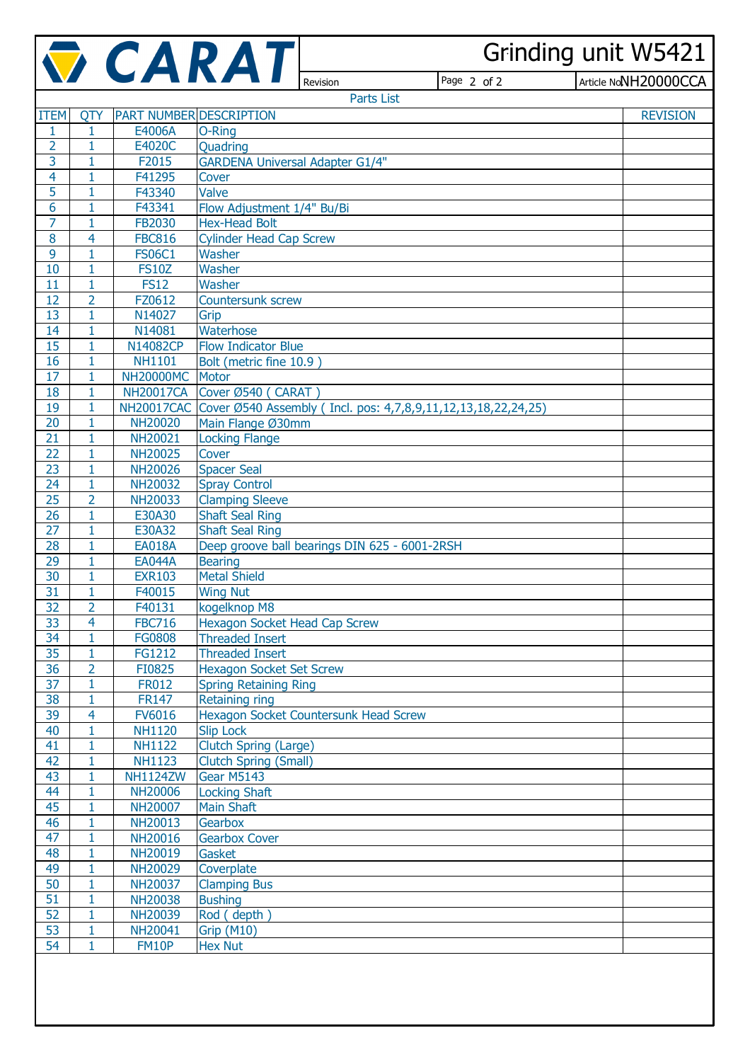# CARAT

## Grinding unit W5421

Revision | Article No NH20000CCA

### Parts List

| ITEM | QTY | PART NUMBER | DESCRIPTION | REVISION |
|---|---|---|---|---|
| 1 | 1 | E4006A | O-Ring | |
| 2 | 1 | E4020C | Quadring | |
| 3 | 1 | F2015 | GARDENA Universal Adapter G1/4" | |
| 4 | 1 | F41295 | Cover | |
| 5 | 1 | F43340 | Valve | |
| 6 | 1 | F43341 | Flow Adjustment 1/4" Bu/Bi | |
| 7 | 1 | FB2030 | Hex-Head Bolt | |
| 8 | 4 | FBC816 | Cylinder Head Cap Screw | |
| 9 | 1 | FS06C1 | Washer | |
| 10 | 1 | FS10Z | Washer | |
| 11 | 1 | FS12 | Washer | |
| 12 | 2 | FZ0612 | Countersunk screw | |
| 13 | 1 | N14027 | Grip | |
| 14 | 1 | N14081 | Waterhose | |
| 15 | 1 | N14082CP | Flow Indicator Blue | |
| 16 | 1 | NH1101 | Bolt (metric fine 10.9 ) | |
| 17 | 1 | NH20000MC | Motor | |
| 18 | 1 | NH20017CA | Cover Ø540 ( CARAT ) | |
| 19 | 1 | NH20017CAC | Cover Ø540 Assembly ( Incl. pos: 4,7,8,9,11,12,13,18,22,24,25) | |
| 20 | 1 | NH20020 | Main Flange Ø30mm | |
| 21 | 1 | NH20021 | Locking Flange | |
| 22 | 1 | NH20025 | Cover | |
| 23 | 1 | NH20026 | Spacer Seal | |
| 24 | 1 | NH20032 | Spray Control | |
| 25 | 2 | NH20033 | Clamping Sleeve | |
| 26 | 1 | E30A30 | Shaft Seal Ring | |
| 27 | 1 | E30A32 | Shaft Seal Ring | |
| 28 | 1 | EA018A | Deep groove ball bearings DIN 625 - 6001-2RSH | |
| 29 | 1 | EA044A | Bearing | |
| 30 | 1 | EXR103 | Metal Shield | |
| 31 | 1 | F40015 | Wing Nut | |
| 32 | 2 | F40131 | kogelknop M8 | |
| 33 | 4 | FBC716 | Hexagon Socket Head Cap Screw | |
| 34 | 1 | FG0808 | Threaded Insert | |
| 35 | 1 | FG1212 | Threaded Insert | |
| 36 | 2 | FI0825 | Hexagon Socket Set Screw | |
| 37 | 1 | FR012 | Spring Retaining Ring | |
| 38 | 1 | FR147 | Retaining ring | |
| 39 | 4 | FV6016 | Hexagon Socket Countersunk Head Screw | |
| 40 | 1 | NH1120 | Slip Lock | |
| 41 | 1 | NH1122 | Clutch Spring (Large) | |
| 42 | 1 | NH1123 | Clutch Spring (Small) | |
| 43 | 1 | NH1124ZW | Gear M5143 | |
| 44 | 1 | NH20006 | Locking Shaft | |
| 45 | 1 | NH20007 | Main Shaft | |
| 46 | 1 | NH20013 | Gearbox | |
| 47 | 1 | NH20016 | Gearbox Cover | |
| 48 | 1 | NH20019 | Gasket | |
| 49 | 1 | NH20029 | Coverplate | |
| 50 | 1 | NH20037 | Clamping Bus | |
| 51 | 1 | NH20038 | Bushing | |
| 52 | 1 | NH20039 | Rod ( depth ) | |
| 53 | 1 | NH20041 | Grip (M10) | |
| 54 | 1 | FM10P | Hex Nut | |